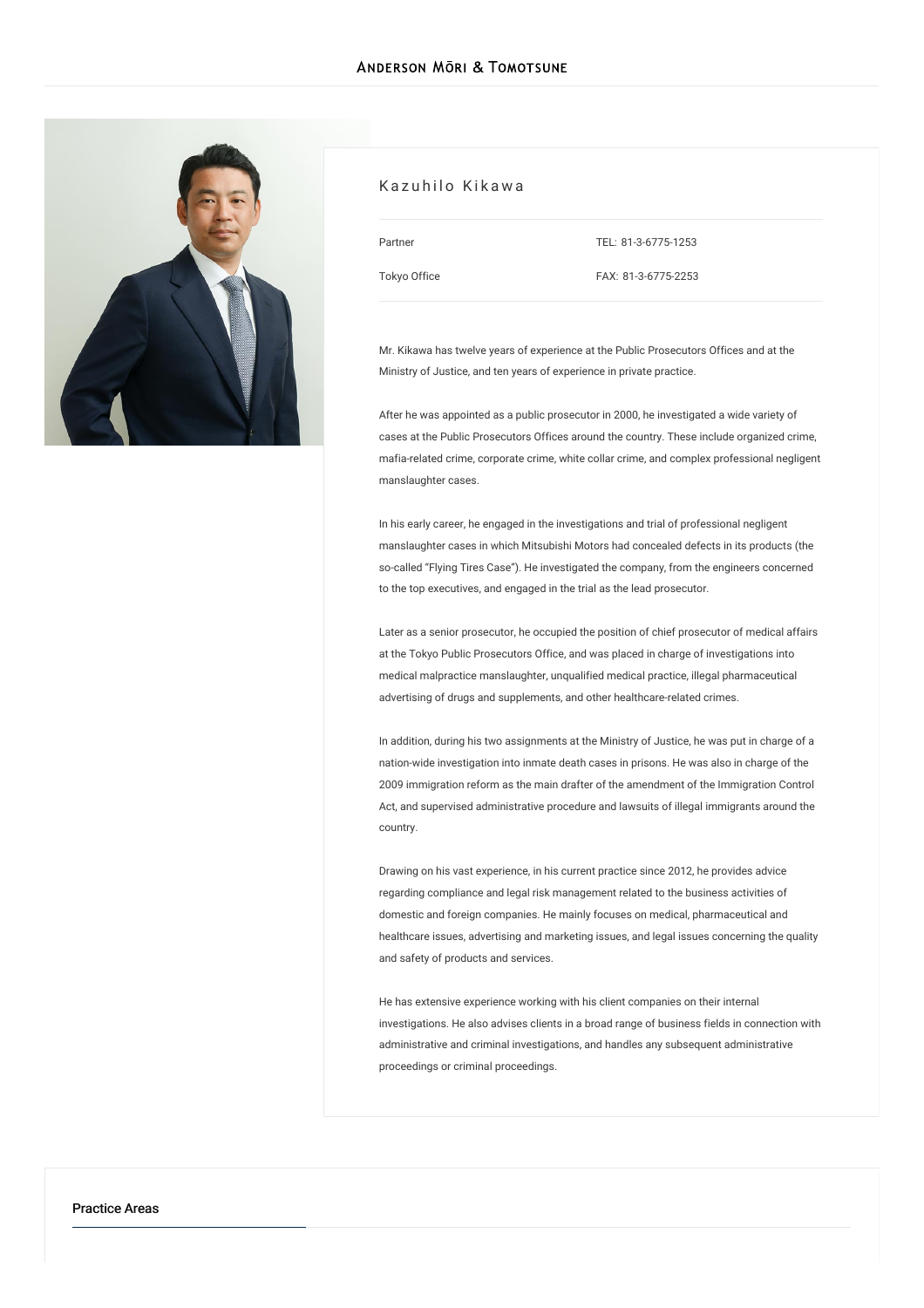# Kazuhilo Kikawa

| Partner | TEL: 81-3-6775-1253 |
| --- | --- |
| Tokyo Office | FAX: 81-3-6775-2253 |

Mr. Kikawa has twelve years of experience at the Public Prosecutors Offices and at the Ministry of Justice, and ten years of experience in private practice.

After he was appointed as a public prosecutor in 2000, he investigated a wide variety of cases at the Public Prosecutors Offices around the country. These include organized crime, mafia-related crime, corporate crime, white collar crime, and complex professional negligent manslaughter cases.

In his early career, he engaged in the investigations and trial of professional negligent manslaughter cases in which Mitsubishi Motors had concealed defects in its products (the so-called "Flying Tires Case"). He investigated the company, from the engineers concerned to the top executives, and engaged in the trial as the lead prosecutor.

Later as a senior prosecutor, he occupied the position of chief prosecutor of medical affairs at the Tokyo Public Prosecutors Office, and was placed in charge of investigations into medical malpractice manslaughter, unqualified medical practice, illegal pharmaceutical advertising of drugs and supplements, and other healthcare-related crimes.

In addition, during his two assignments at the Ministry of Justice, he was put in charge of a nation-wide investigation into inmate death cases in prisons. He was also in charge of the 2009 immigration reform as the main drafter of the amendment of the Immigration Control Act, and supervised administrative procedure and lawsuits of illegal immigrants around the country.

Drawing on his vast experience, in his current practice since 2012, he provides advice regarding compliance and legal risk management related to the business activities of domestic and foreign companies. He mainly focuses on medical, pharmaceutical and healthcare issues, advertising and marketing issues, and legal issues concerning the quality and safety of products and services.

He has extensive experience working with his client companies on their internal investigations. He also advises clients in a broad range of business fields in connection with administrative and criminal investigations, and handles any subsequent administrative proceedings or criminal proceedings.

## Practice Areas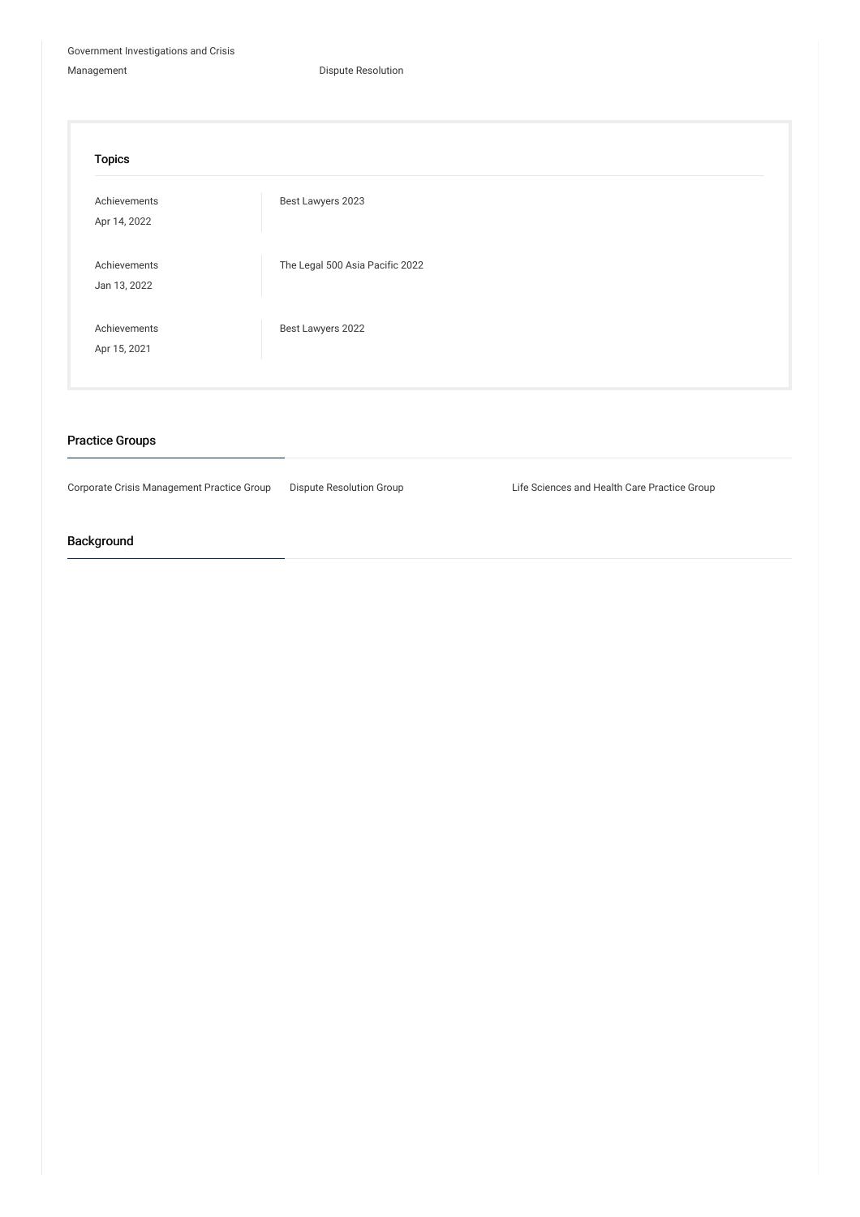Government Investigations and Crisis Management

Dispute Resolution

### Topics

| | |
|---|---|
| Achievements<br>Apr 14, 2022 | Best Lawyers 2023 |
| Achievements<br>Jan 13, 2022 | The Legal 500 Asia Pacific 2022 |
| Achievements<br>Apr 15, 2021 | Best Lawyers 2022 |

## Practice Groups

Corporate Crisis Management Practice Group

Dispute Resolution Group

Life Sciences and Health Care Practice Group

## Background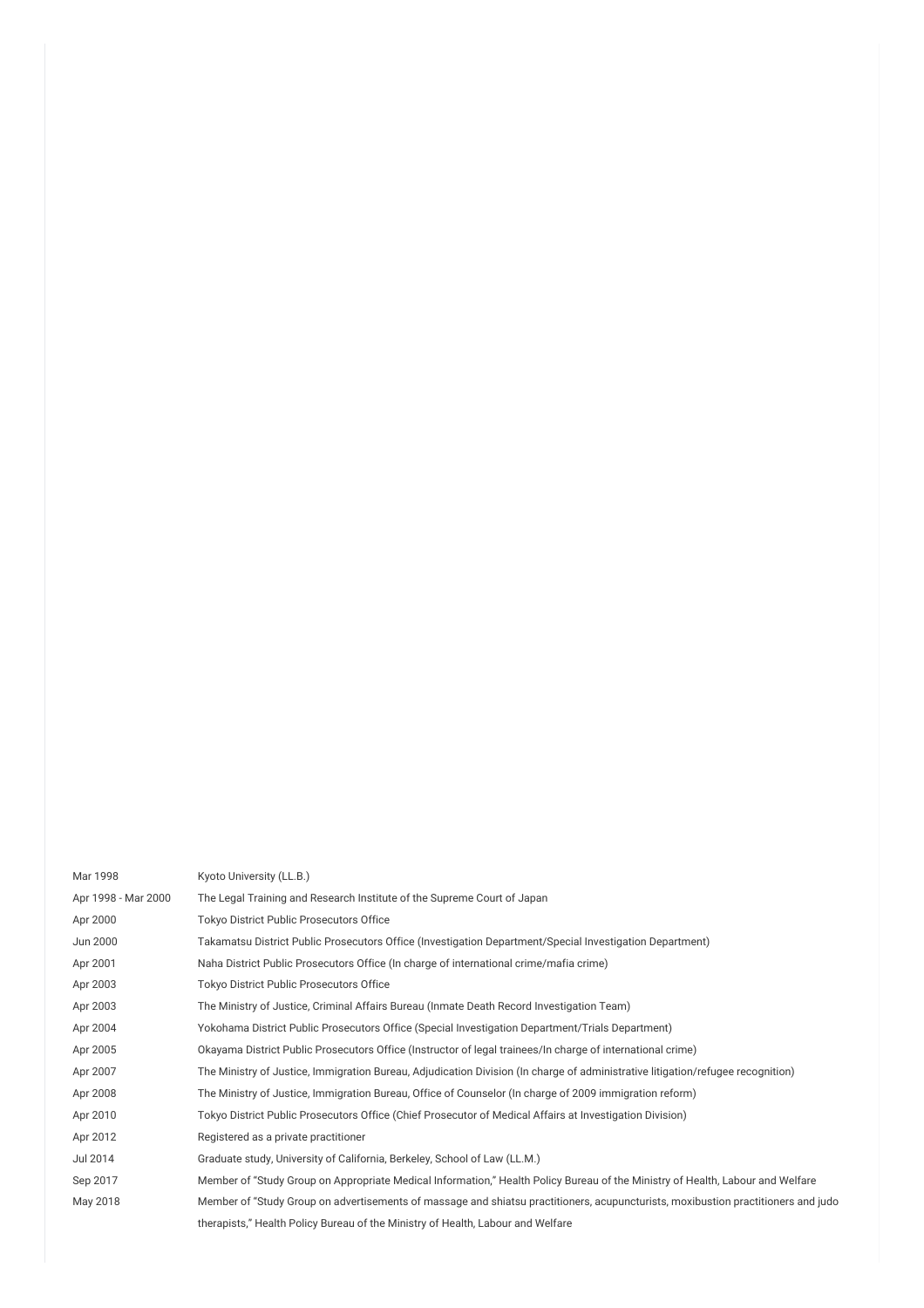| | |
|---|---|
| Mar 1998 | Kyoto University (LL.B.) |
| Apr 1998 - Mar 2000 | The Legal Training and Research Institute of the Supreme Court of Japan |
| Apr 2000 | Tokyo District Public Prosecutors Office |
| Jun 2000 | Takamatsu District Public Prosecutors Office (Investigation Department/Special Investigation Department) |
| Apr 2001 | Naha District Public Prosecutors Office (In charge of international crime/mafia crime) |
| Apr 2003 | Tokyo District Public Prosecutors Office |
| Apr 2003 | The Ministry of Justice, Criminal Affairs Bureau (Inmate Death Record Investigation Team) |
| Apr 2004 | Yokohama District Public Prosecutors Office (Special Investigation Department/Trials Department) |
| Apr 2005 | Okayama District Public Prosecutors Office (Instructor of legal trainees/In charge of international crime) |
| Apr 2007 | The Ministry of Justice, Immigration Bureau, Adjudication Division (In charge of administrative litigation/refugee recognition) |
| Apr 2008 | The Ministry of Justice, Immigration Bureau, Office of Counselor (In charge of 2009 immigration reform) |
| Apr 2010 | Tokyo District Public Prosecutors Office (Chief Prosecutor of Medical Affairs at Investigation Division) |
| Apr 2012 | Registered as a private practitioner |
| Jul 2014 | Graduate study, University of California, Berkeley, School of Law (LL.M.) |
| Sep 2017 | Member of "Study Group on Appropriate Medical Information," Health Policy Bureau of the Ministry of Health, Labour and Welfare |
| May 2018 | Member of "Study Group on advertisements of massage and shiatsu practitioners, acupuncturists, moxibustion practitioners and judo therapists," Health Policy Bureau of the Ministry of Health, Labour and Welfare |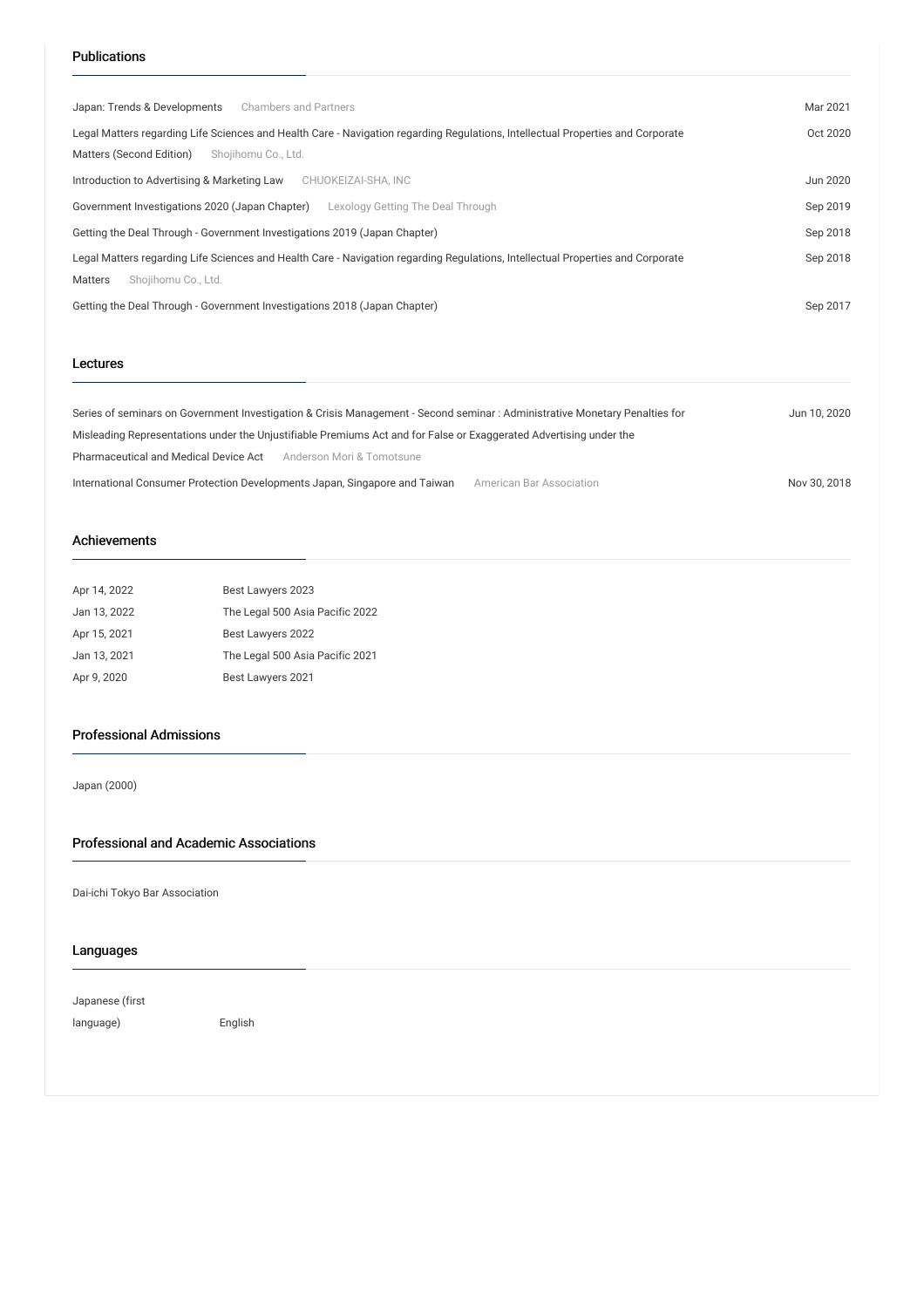## Publications

| | |
|---|---|
| Japan: Trends & Developments Chambers and Partners | Mar 2021 |
| Legal Matters regarding Life Sciences and Health Care - Navigation regarding Regulations, Intellectual Properties and Corporate Matters (Second Edition) Shojihomu Co., Ltd. | Oct 2020 |
| Introduction to Advertising & Marketing Law CHUOKEIZAI-SHA, INC | Jun 2020 |
| Government Investigations 2020 (Japan Chapter) Lexology Getting The Deal Through | Sep 2019 |
| Getting the Deal Through - Government Investigations 2019 (Japan Chapter) | Sep 2018 |
| Legal Matters regarding Life Sciences and Health Care - Navigation regarding Regulations, Intellectual Properties and Corporate Matters Shojihomu Co., Ltd. | Sep 2018 |
| Getting the Deal Through - Government Investigations 2018 (Japan Chapter) | Sep 2017 |

## Lectures

| | |
|---|---|
| Series of seminars on Government Investigation & Crisis Management - Second seminar : Administrative Monetary Penalties for Misleading Representations under the Unjustifiable Premiums Act and for False or Exaggerated Advertising under the Pharmaceutical and Medical Device Act Anderson Mori & Tomotsune | Jun 10, 2020 |
| International Consumer Protection Developments Japan, Singapore and Taiwan American Bar Association | Nov 30, 2018 |

## Achievements

| | |
|---|---|
| Apr 14, 2022 | Best Lawyers 2023 |
| Jan 13, 2022 | The Legal 500 Asia Pacific 2022 |
| Apr 15, 2021 | Best Lawyers 2022 |
| Jan 13, 2021 | The Legal 500 Asia Pacific 2021 |
| Apr 9, 2020 | Best Lawyers 2021 |

## Professional Admissions

Japan (2000)

## Professional and Academic Associations

Dai-ichi Tokyo Bar Association

## Languages

Japanese (first language)

English